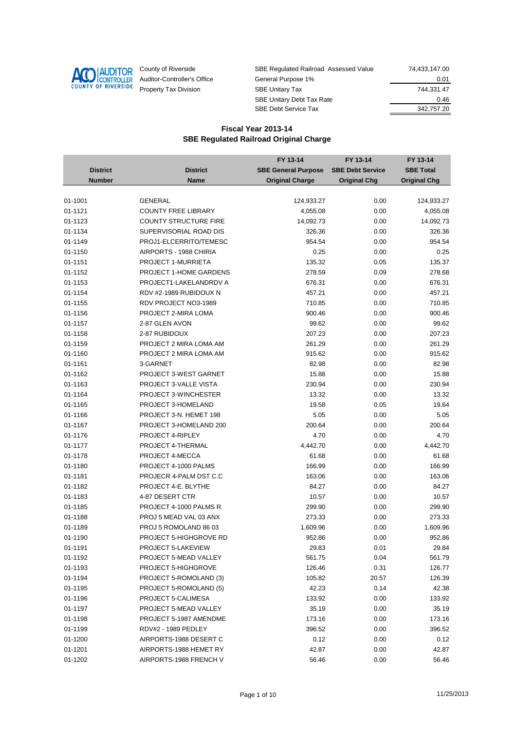County of Riverside
Auditor-Controller's Office
Property Tax Division

| | |
|---|---:|
| SBE Regulated Railroad Assessed Value | 74,433,147.00 |
| General Purpose 1% | 0.01 |
| SBE Unitary Tax | 744,331.47 |
| SBE Unitary Debt Tax Rate | 0.46 |
| SBE Debt Service Tax | 342,757.20 |

## Fiscal Year 2013-14
## SBE Regulated Railroad Original Charge

| District Number | District Name | FY 13-14 SBE General Purpose Original Charge | FY 13-14 SBE Debt Service Original Chg | FY 13-14 SBE Total Original Chg |
|---|---|---:|---:|---:|
| 01-1001 | GENERAL | 124,933.27 | 0.00 | 124,933.27 |
| 01-1121 | COUNTY FREE LIBRARY | 4,055.08 | 0.00 | 4,055.08 |
| 01-1123 | COUNTY STRUCTURE FIRE | 14,092.73 | 0.00 | 14,092.73 |
| 01-1134 | SUPERVISORIAL ROAD DIS | 326.36 | 0.00 | 326.36 |
| 01-1149 | PROJ1-ELCERRITO/TEMESC | 954.54 | 0.00 | 954.54 |
| 01-1150 | AIRPORTS - 1988 CHIRIA | 0.25 | 0.00 | 0.25 |
| 01-1151 | PROJECT 1-MURRIETA | 135.32 | 0.05 | 135.37 |
| 01-1152 | PROJECT 1-HOME GARDENS | 278.59 | 0.09 | 278.68 |
| 01-1153 | PROJECT1-LAKELANDRDV A | 676.31 | 0.00 | 676.31 |
| 01-1154 | RDV #2-1989 RUBIDOUX N | 457.21 | 0.00 | 457.21 |
| 01-1155 | RDV PROJECT NO3-1989 | 710.85 | 0.00 | 710.85 |
| 01-1156 | PROJECT 2-MIRA LOMA | 900.46 | 0.00 | 900.46 |
| 01-1157 | 2-87 GLEN AVON | 99.62 | 0.00 | 99.62 |
| 01-1158 | 2-87 RUBIDOUX | 207.23 | 0.00 | 207.23 |
| 01-1159 | PROJECT 2 MIRA LOMA AM | 261.29 | 0.00 | 261.29 |
| 01-1160 | PROJECT 2 MIRA LOMA AM | 915.62 | 0.00 | 915.62 |
| 01-1161 | 3-GARNET | 82.98 | 0.00 | 82.98 |
| 01-1162 | PROJECT 3-WEST GARNET | 15.88 | 0.00 | 15.88 |
| 01-1163 | PROJECT 3-VALLE VISTA | 230.94 | 0.00 | 230.94 |
| 01-1164 | PROJECT 3-WINCHESTER | 13.32 | 0.00 | 13.32 |
| 01-1165 | PROJECT 3-HOMELAND | 19.58 | 0.05 | 19.64 |
| 01-1166 | PROJECT 3-N. HEMET 198 | 5.05 | 0.00 | 5.05 |
| 01-1167 | PROJECT 3-HOMELAND 200 | 200.64 | 0.00 | 200.64 |
| 01-1176 | PROJECT 4-RIPLEY | 4.70 | 0.00 | 4.70 |
| 01-1177 | PROJECT 4-THERMAL | 4,442.70 | 0.00 | 4,442.70 |
| 01-1178 | PROJECT 4-MECCA | 61.68 | 0.00 | 61.68 |
| 01-1180 | PROJECT 4-1000 PALMS | 166.99 | 0.00 | 166.99 |
| 01-1181 | PROJECR 4-PALM DST C.C | 163.06 | 0.00 | 163.06 |
| 01-1182 | PROJECT 4-E. BLYTHE | 84.27 | 0.00 | 84.27 |
| 01-1183 | 4-87 DESERT CTR | 10.57 | 0.00 | 10.57 |
| 01-1185 | PROJECT 4-1000 PALMS R | 299.90 | 0.00 | 299.90 |
| 01-1188 | PROJ 5 MEAD VAL 03 ANX | 273.33 | 0.00 | 273.33 |
| 01-1189 | PROJ 5 ROMOLAND 86 03 | 1,609.96 | 0.00 | 1,609.96 |
| 01-1190 | PROJECT 5-HIGHGROVE RD | 952.86 | 0.00 | 952.86 |
| 01-1191 | PROJECT 5-LAKEVIEW | 29.83 | 0.01 | 29.84 |
| 01-1192 | PROJECT 5-MEAD VALLEY | 561.75 | 0.04 | 561.79 |
| 01-1193 | PROJECT 5-HIGHGROVE | 126.46 | 0.31 | 126.77 |
| 01-1194 | PROJECT 5-ROMOLAND (3) | 105.82 | 20.57 | 126.39 |
| 01-1195 | PROJECT 5-ROMOLAND (5) | 42.23 | 0.14 | 42.38 |
| 01-1196 | PROJECT 5-CALIMESA | 133.92 | 0.00 | 133.92 |
| 01-1197 | PROJECT 5-MEAD VALLEY | 35.19 | 0.00 | 35.19 |
| 01-1198 | PROJECT 5-1987 AMENDME | 173.16 | 0.00 | 173.16 |
| 01-1199 | RDV#2 - 1989 PEDLEY | 396.52 | 0.00 | 396.52 |
| 01-1200 | AIRPORTS-1988 DESERT C | 0.12 | 0.00 | 0.12 |
| 01-1201 | AIRPORTS-1988 HEMET RY | 42.87 | 0.00 | 42.87 |
| 01-1202 | AIRPORTS-1988 FRENCH V | 56.46 | 0.00 | 56.46 |

11/25/2013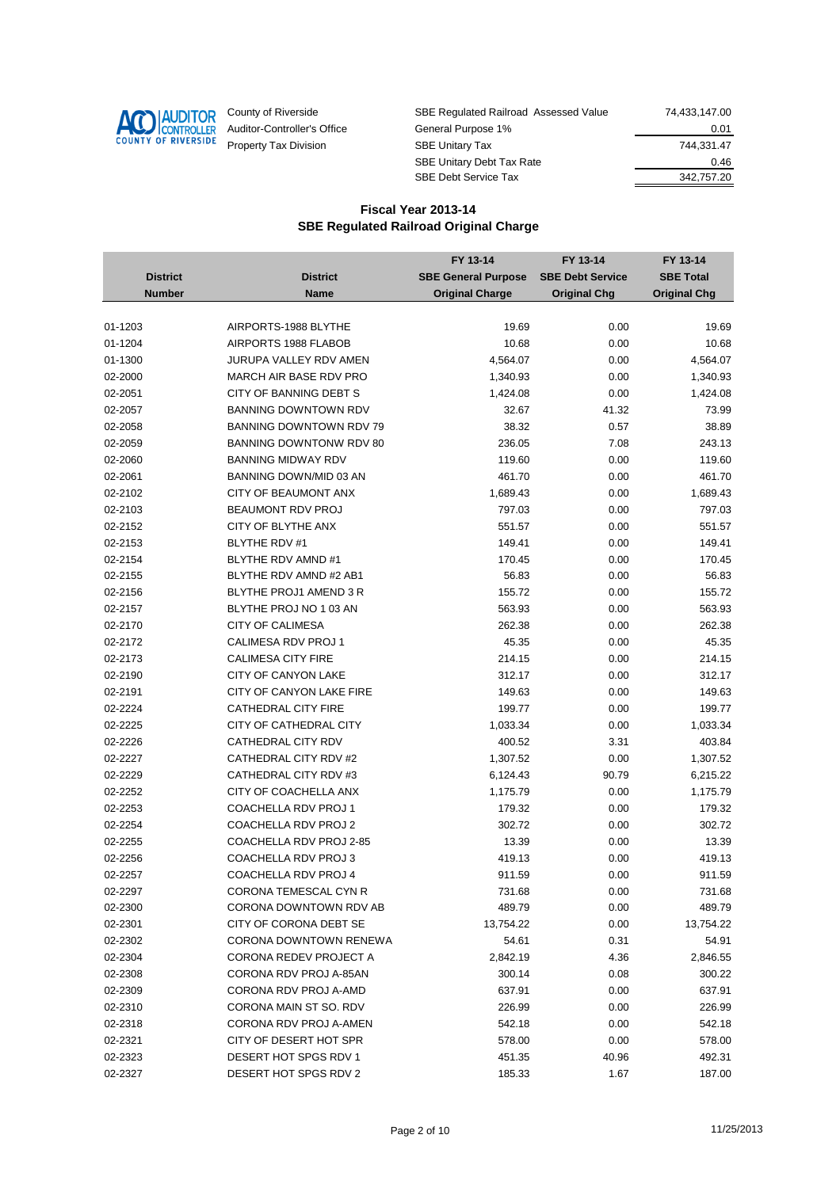County of Riverside
Auditor-Controller's Office
Property Tax Division

| | |
|---|---|
| SBE Regulated Railroad Assessed Value | 74,433,147.00 |
| General Purpose 1% | 0.01 |
| SBE Unitary Tax | 744,331.47 |
| SBE Unitary Debt Tax Rate | 0.46 |
| SBE Debt Service Tax | 342,757.20 |

## Fiscal Year 2013-14
## SBE Regulated Railroad Original Charge

| District Number | District Name | FY 13-14 SBE General Purpose Original Charge | FY 13-14 SBE Debt Service Original Chg | FY 13-14 SBE Total Original Chg |
|---|---|---|---|---|
| 01-1203 | AIRPORTS-1988 BLYTHE | 19.69 | 0.00 | 19.69 |
| 01-1204 | AIRPORTS 1988 FLABOB | 10.68 | 0.00 | 10.68 |
| 01-1300 | JURUPA VALLEY RDV AMEN | 4,564.07 | 0.00 | 4,564.07 |
| 02-2000 | MARCH AIR BASE RDV PRO | 1,340.93 | 0.00 | 1,340.93 |
| 02-2051 | CITY OF BANNING DEBT S | 1,424.08 | 0.00 | 1,424.08 |
| 02-2057 | BANNING DOWNTOWN RDV | 32.67 | 41.32 | 73.99 |
| 02-2058 | BANNING DOWNTOWN RDV 79 | 38.32 | 0.57 | 38.89 |
| 02-2059 | BANNING DOWNTONW RDV 80 | 236.05 | 7.08 | 243.13 |
| 02-2060 | BANNING MIDWAY RDV | 119.60 | 0.00 | 119.60 |
| 02-2061 | BANNING DOWN/MID 03 AN | 461.70 | 0.00 | 461.70 |
| 02-2102 | CITY OF BEAUMONT ANX | 1,689.43 | 0.00 | 1,689.43 |
| 02-2103 | BEAUMONT RDV PROJ | 797.03 | 0.00 | 797.03 |
| 02-2152 | CITY OF BLYTHE ANX | 551.57 | 0.00 | 551.57 |
| 02-2153 | BLYTHE RDV #1 | 149.41 | 0.00 | 149.41 |
| 02-2154 | BLYTHE RDV AMND #1 | 170.45 | 0.00 | 170.45 |
| 02-2155 | BLYTHE RDV AMND #2 AB1 | 56.83 | 0.00 | 56.83 |
| 02-2156 | BLYTHE PROJ1 AMEND 3 R | 155.72 | 0.00 | 155.72 |
| 02-2157 | BLYTHE PROJ NO 1 03 AN | 563.93 | 0.00 | 563.93 |
| 02-2170 | CITY OF CALIMESA | 262.38 | 0.00 | 262.38 |
| 02-2172 | CALIMESA RDV PROJ 1 | 45.35 | 0.00 | 45.35 |
| 02-2173 | CALIMESA CITY FIRE | 214.15 | 0.00 | 214.15 |
| 02-2190 | CITY OF CANYON LAKE | 312.17 | 0.00 | 312.17 |
| 02-2191 | CITY OF CANYON LAKE FIRE | 149.63 | 0.00 | 149.63 |
| 02-2224 | CATHEDRAL CITY FIRE | 199.77 | 0.00 | 199.77 |
| 02-2225 | CITY OF CATHEDRAL CITY | 1,033.34 | 0.00 | 1,033.34 |
| 02-2226 | CATHEDRAL CITY RDV | 400.52 | 3.31 | 403.84 |
| 02-2227 | CATHEDRAL CITY RDV #2 | 1,307.52 | 0.00 | 1,307.52 |
| 02-2229 | CATHEDRAL CITY RDV #3 | 6,124.43 | 90.79 | 6,215.22 |
| 02-2252 | CITY OF COACHELLA ANX | 1,175.79 | 0.00 | 1,175.79 |
| 02-2253 | COACHELLA RDV PROJ 1 | 179.32 | 0.00 | 179.32 |
| 02-2254 | COACHELLA RDV PROJ 2 | 302.72 | 0.00 | 302.72 |
| 02-2255 | COACHELLA RDV PROJ 2-85 | 13.39 | 0.00 | 13.39 |
| 02-2256 | COACHELLA RDV PROJ 3 | 419.13 | 0.00 | 419.13 |
| 02-2257 | COACHELLA RDV PROJ 4 | 911.59 | 0.00 | 911.59 |
| 02-2297 | CORONA TEMESCAL CYN R | 731.68 | 0.00 | 731.68 |
| 02-2300 | CORONA DOWNTOWN RDV AB | 489.79 | 0.00 | 489.79 |
| 02-2301 | CITY OF CORONA DEBT SE | 13,754.22 | 0.00 | 13,754.22 |
| 02-2302 | CORONA DOWNTOWN RENEWA | 54.61 | 0.31 | 54.91 |
| 02-2304 | CORONA REDEV PROJECT A | 2,842.19 | 4.36 | 2,846.55 |
| 02-2308 | CORONA RDV PROJ A-85AN | 300.14 | 0.08 | 300.22 |
| 02-2309 | CORONA RDV PROJ A-AMD | 637.91 | 0.00 | 637.91 |
| 02-2310 | CORONA MAIN ST SO. RDV | 226.99 | 0.00 | 226.99 |
| 02-2318 | CORONA RDV PROJ A-AMEN | 542.18 | 0.00 | 542.18 |
| 02-2321 | CITY OF DESERT HOT SPR | 578.00 | 0.00 | 578.00 |
| 02-2323 | DESERT HOT SPGS RDV 1 | 451.35 | 40.96 | 492.31 |
| 02-2327 | DESERT HOT SPGS RDV 2 | 185.33 | 1.67 | 187.00 |

11/25/2013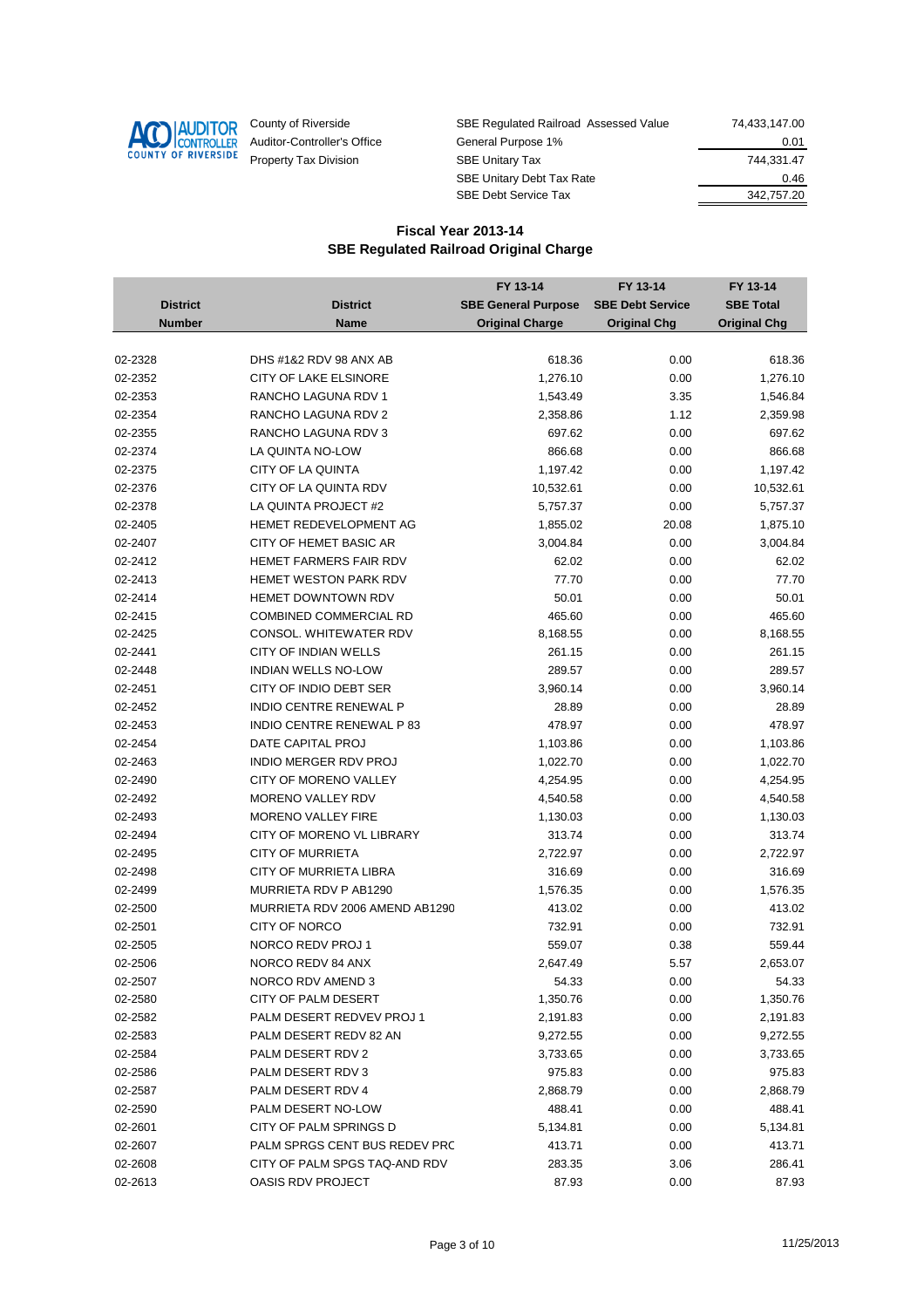County of Riverside
Auditor-Controller's Office
Property Tax Division

| | |
|---|---|
| SBE Regulated Railroad Assessed Value | 74,433,147.00 |
| General Purpose 1% | 0.01 |
| SBE Unitary Tax | 744,331.47 |
| SBE Unitary Debt Tax Rate | 0.46 |
| SBE Debt Service Tax | 342,757.20 |

## Fiscal Year 2013-14
## SBE Regulated Railroad Original Charge

| District Number | District Name | FY 13-14 SBE General Purpose Original Charge | FY 13-14 SBE Debt Service Original Chg | FY 13-14 SBE Total Original Chg |
|---|---|---|---|---|
| 02-2328 | DHS #1&2 RDV 98 ANX AB | 618.36 | 0.00 | 618.36 |
| 02-2352 | CITY OF LAKE ELSINORE | 1,276.10 | 0.00 | 1,276.10 |
| 02-2353 | RANCHO LAGUNA RDV 1 | 1,543.49 | 3.35 | 1,546.84 |
| 02-2354 | RANCHO LAGUNA RDV 2 | 2,358.86 | 1.12 | 2,359.98 |
| 02-2355 | RANCHO LAGUNA RDV 3 | 697.62 | 0.00 | 697.62 |
| 02-2374 | LA QUINTA NO-LOW | 866.68 | 0.00 | 866.68 |
| 02-2375 | CITY OF LA QUINTA | 1,197.42 | 0.00 | 1,197.42 |
| 02-2376 | CITY OF LA QUINTA RDV | 10,532.61 | 0.00 | 10,532.61 |
| 02-2378 | LA QUINTA PROJECT #2 | 5,757.37 | 0.00 | 5,757.37 |
| 02-2405 | HEMET REDEVELOPMENT AG | 1,855.02 | 20.08 | 1,875.10 |
| 02-2407 | CITY OF HEMET BASIC AR | 3,004.84 | 0.00 | 3,004.84 |
| 02-2412 | HEMET FARMERS FAIR RDV | 62.02 | 0.00 | 62.02 |
| 02-2413 | HEMET WESTON PARK RDV | 77.70 | 0.00 | 77.70 |
| 02-2414 | HEMET DOWNTOWN RDV | 50.01 | 0.00 | 50.01 |
| 02-2415 | COMBINED COMMERCIAL RD | 465.60 | 0.00 | 465.60 |
| 02-2425 | CONSOL. WHITEWATER RDV | 8,168.55 | 0.00 | 8,168.55 |
| 02-2441 | CITY OF INDIAN WELLS | 261.15 | 0.00 | 261.15 |
| 02-2448 | INDIAN WELLS NO-LOW | 289.57 | 0.00 | 289.57 |
| 02-2451 | CITY OF INDIO DEBT SER | 3,960.14 | 0.00 | 3,960.14 |
| 02-2452 | INDIO CENTRE RENEWAL P | 28.89 | 0.00 | 28.89 |
| 02-2453 | INDIO CENTRE RENEWAL P 83 | 478.97 | 0.00 | 478.97 |
| 02-2454 | DATE CAPITAL PROJ | 1,103.86 | 0.00 | 1,103.86 |
| 02-2463 | INDIO MERGER RDV PROJ | 1,022.70 | 0.00 | 1,022.70 |
| 02-2490 | CITY OF MORENO VALLEY | 4,254.95 | 0.00 | 4,254.95 |
| 02-2492 | MORENO VALLEY RDV | 4,540.58 | 0.00 | 4,540.58 |
| 02-2493 | MORENO VALLEY FIRE | 1,130.03 | 0.00 | 1,130.03 |
| 02-2494 | CITY OF MORENO VL LIBRARY | 313.74 | 0.00 | 313.74 |
| 02-2495 | CITY OF MURRIETA | 2,722.97 | 0.00 | 2,722.97 |
| 02-2498 | CITY OF MURRIETA LIBRA | 316.69 | 0.00 | 316.69 |
| 02-2499 | MURRIETA RDV P AB1290 | 1,576.35 | 0.00 | 1,576.35 |
| 02-2500 | MURRIETA RDV 2006 AMEND AB1290 | 413.02 | 0.00 | 413.02 |
| 02-2501 | CITY OF NORCO | 732.91 | 0.00 | 732.91 |
| 02-2505 | NORCO REDV PROJ 1 | 559.07 | 0.38 | 559.44 |
| 02-2506 | NORCO REDV 84 ANX | 2,647.49 | 5.57 | 2,653.07 |
| 02-2507 | NORCO RDV AMEND 3 | 54.33 | 0.00 | 54.33 |
| 02-2580 | CITY OF PALM DESERT | 1,350.76 | 0.00 | 1,350.76 |
| 02-2582 | PALM DESERT REDVEV PROJ 1 | 2,191.83 | 0.00 | 2,191.83 |
| 02-2583 | PALM DESERT REDV 82 AN | 9,272.55 | 0.00 | 9,272.55 |
| 02-2584 | PALM DESERT RDV 2 | 3,733.65 | 0.00 | 3,733.65 |
| 02-2586 | PALM DESERT RDV 3 | 975.83 | 0.00 | 975.83 |
| 02-2587 | PALM DESERT RDV 4 | 2,868.79 | 0.00 | 2,868.79 |
| 02-2590 | PALM DESERT NO-LOW | 488.41 | 0.00 | 488.41 |
| 02-2601 | CITY OF PALM SPRINGS D | 5,134.81 | 0.00 | 5,134.81 |
| 02-2607 | PALM SPRGS CENT BUS REDEV PRC | 413.71 | 0.00 | 413.71 |
| 02-2608 | CITY OF PALM SPGS TAQ-AND RDV | 283.35 | 3.06 | 286.41 |
| 02-2613 | OASIS RDV PROJECT | 87.93 | 0.00 | 87.93 |

11/25/2013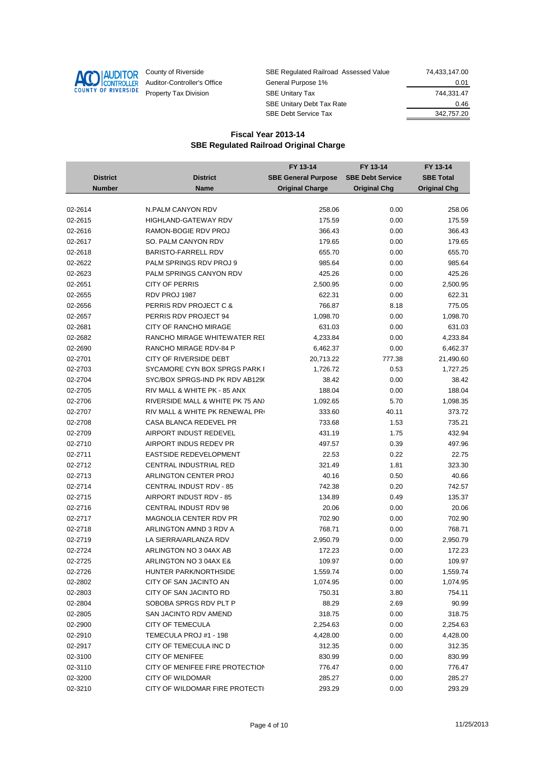County of Riverside
Auditor-Controller's Office
Property Tax Division

| | |
|---|---|
| SBE Regulated Railroad Assessed Value | 74,433,147.00 |
| General Purpose 1% | 0.01 |
| SBE Unitary Tax | 744,331.47 |
| SBE Unitary Debt Tax Rate | 0.46 |
| SBE Debt Service Tax | 342,757.20 |

## Fiscal Year 2013-14
## SBE Regulated Railroad Original Charge

| District Number | District Name | FY 13-14 SBE General Purpose Original Charge | FY 13-14 SBE Debt Service Original Chg | FY 13-14 SBE Total Original Chg |
|---|---|---|---|---|
| 02-2614 | N.PALM CANYON RDV | 258.06 | 0.00 | 258.06 |
| 02-2615 | HIGHLAND-GATEWAY RDV | 175.59 | 0.00 | 175.59 |
| 02-2616 | RAMON-BOGIE RDV PROJ | 366.43 | 0.00 | 366.43 |
| 02-2617 | SO. PALM CANYON RDV | 179.65 | 0.00 | 179.65 |
| 02-2618 | BARISTO-FARRELL RDV | 655.70 | 0.00 | 655.70 |
| 02-2622 | PALM SPRINGS RDV PROJ 9 | 985.64 | 0.00 | 985.64 |
| 02-2623 | PALM SPRINGS CANYON RDV | 425.26 | 0.00 | 425.26 |
| 02-2651 | CITY OF PERRIS | 2,500.95 | 0.00 | 2,500.95 |
| 02-2655 | RDV PROJ 1987 | 622.31 | 0.00 | 622.31 |
| 02-2656 | PERRIS RDV PROJECT C & | 766.87 | 8.18 | 775.05 |
| 02-2657 | PERRIS RDV PROJECT 94 | 1,098.70 | 0.00 | 1,098.70 |
| 02-2681 | CITY OF RANCHO MIRAGE | 631.03 | 0.00 | 631.03 |
| 02-2682 | RANCHO MIRAGE WHITEWATER REI | 4,233.84 | 0.00 | 4,233.84 |
| 02-2690 | RANCHO MIRAGE RDV-84 P | 6,462.37 | 0.00 | 6,462.37 |
| 02-2701 | CITY OF RIVERSIDE DEBT | 20,713.22 | 777.38 | 21,490.60 |
| 02-2703 | SYCAMORE CYN BOX SPRGS PARK I | 1,726.72 | 0.53 | 1,727.25 |
| 02-2704 | SYC/BOX SPRGS-IND PK RDV AB129( | 38.42 | 0.00 | 38.42 |
| 02-2705 | RIV MALL & WHITE PK - 85 ANX | 188.04 | 0.00 | 188.04 |
| 02-2706 | RIVERSIDE MALL & WHITE PK 75 AN) | 1,092.65 | 5.70 | 1,098.35 |
| 02-2707 | RIV MALL & WHITE PK RENEWAL PR | 333.60 | 40.11 | 373.72 |
| 02-2708 | CASA BLANCA REDEVEL PR | 733.68 | 1.53 | 735.21 |
| 02-2709 | AIRPORT INDUST REDEVEL | 431.19 | 1.75 | 432.94 |
| 02-2710 | AIRPORT INDUS REDEV PR | 497.57 | 0.39 | 497.96 |
| 02-2711 | EASTSIDE REDEVELOPMENT | 22.53 | 0.22 | 22.75 |
| 02-2712 | CENTRAL INDUSTRIAL RED | 321.49 | 1.81 | 323.30 |
| 02-2713 | ARLINGTON CENTER PROJ | 40.16 | 0.50 | 40.66 |
| 02-2714 | CENTRAL INDUST RDV - 85 | 742.38 | 0.20 | 742.57 |
| 02-2715 | AIRPORT INDUST RDV - 85 | 134.89 | 0.49 | 135.37 |
| 02-2716 | CENTRAL INDUST RDV 98 | 20.06 | 0.00 | 20.06 |
| 02-2717 | MAGNOLIA CENTER RDV PR | 702.90 | 0.00 | 702.90 |
| 02-2718 | ARLINGTON AMND 3 RDV A | 768.71 | 0.00 | 768.71 |
| 02-2719 | LA SIERRA/ARLANZA RDV | 2,950.79 | 0.00 | 2,950.79 |
| 02-2724 | ARLINGTON NO 3 04AX AB | 172.23 | 0.00 | 172.23 |
| 02-2725 | ARLINGTON NO 3 04AX E& | 109.97 | 0.00 | 109.97 |
| 02-2726 | HUNTER PARK/NORTHSIDE | 1,559.74 | 0.00 | 1,559.74 |
| 02-2802 | CITY OF SAN JACINTO AN | 1,074.95 | 0.00 | 1,074.95 |
| 02-2803 | CITY OF SAN JACINTO RD | 750.31 | 3.80 | 754.11 |
| 02-2804 | SOBOBA SPRGS RDV PLT P | 88.29 | 2.69 | 90.99 |
| 02-2805 | SAN JACINTO RDV AMEND | 318.75 | 0.00 | 318.75 |
| 02-2900 | CITY OF TEMECULA | 2,254.63 | 0.00 | 2,254.63 |
| 02-2910 | TEMECULA PROJ #1 - 198 | 4,428.00 | 0.00 | 4,428.00 |
| 02-2917 | CITY OF TEMECULA INC D | 312.35 | 0.00 | 312.35 |
| 02-3100 | CITY OF MENIFEE | 830.99 | 0.00 | 830.99 |
| 02-3110 | CITY OF MENIFEE FIRE PROTECTION | 776.47 | 0.00 | 776.47 |
| 02-3200 | CITY OF WILDOMAR | 285.27 | 0.00 | 285.27 |
| 02-3210 | CITY OF WILDOMAR FIRE PROTECTI | 293.29 | 0.00 | 293.29 |

11/25/2013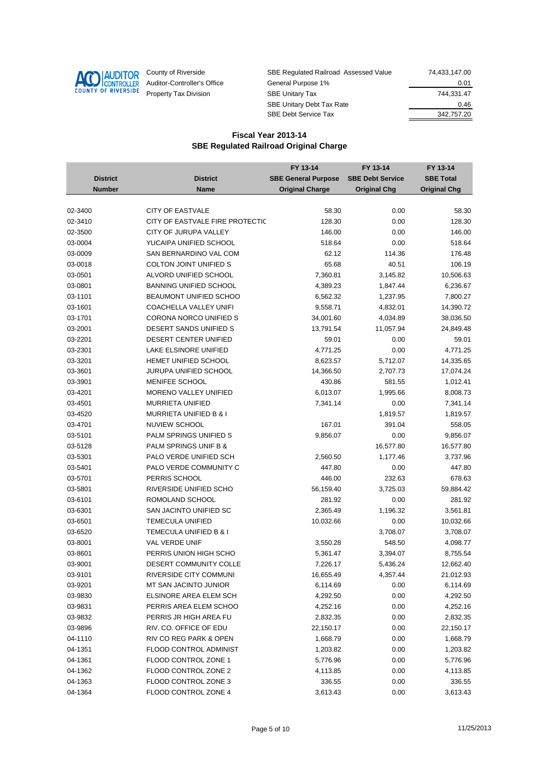County of Riverside
Auditor-Controller's Office
Property Tax Division

| | |
|---|---|
| SBE Regulated Railroad Assessed Value | 74,433,147.00 |
| General Purpose 1% | 0.01 |
| SBE Unitary Tax | 744,331.47 |
| SBE Unitary Debt Tax Rate | 0.46 |
| SBE Debt Service Tax | 342,757.20 |

## Fiscal Year 2013-14
## SBE Regulated Railroad Original Charge

| District Number | District Name | FY 13-14 SBE General Purpose Original Charge | FY 13-14 SBE Debt Service Original Chg | FY 13-14 SBE Total Original Chg |
|---|---|---|---|---|
| 02-3400 | CITY OF EASTVALE | 58.30 | 0.00 | 58.30 |
| 02-3410 | CITY OF EASTVALE FIRE PROTECTIC | 128.30 | 0.00 | 128.30 |
| 02-3500 | CITY OF JURUPA VALLEY | 146.00 | 0.00 | 146.00 |
| 03-0004 | YUCAIPA UNIFIED SCHOOL | 518.64 | 0.00 | 518.64 |
| 03-0009 | SAN BERNARDINO VAL COM | 62.12 | 114.36 | 176.48 |
| 03-0018 | COLTON JOINT UNIFIED S | 65.68 | 40.51 | 106.19 |
| 03-0501 | ALVORD UNIFIED SCHOOL | 7,360.81 | 3,145.82 | 10,506.63 |
| 03-0801 | BANNING UNIFIED SCHOOL | 4,389.23 | 1,847.44 | 6,236.67 |
| 03-1101 | BEAUMONT UNIFIED SCHOO | 6,562.32 | 1,237.95 | 7,800.27 |
| 03-1601 | COACHELLA VALLEY UNIFI | 9,558.71 | 4,832.01 | 14,390.72 |
| 03-1701 | CORONA NORCO UNIFIED S | 34,001.60 | 4,034.89 | 38,036.50 |
| 03-2001 | DESERT SANDS UNIFIED S | 13,791.54 | 11,057.94 | 24,849.48 |
| 03-2201 | DESERT CENTER UNIFIED | 59.01 | 0.00 | 59.01 |
| 03-2301 | LAKE ELSINORE UNIFIED | 4,771.25 | 0.00 | 4,771.25 |
| 03-3201 | HEMET UNIFIED SCHOOL | 8,623.57 | 5,712.07 | 14,335.65 |
| 03-3601 | JURUPA UNIFIED SCHOOL | 14,366.50 | 2,707.73 | 17,074.24 |
| 03-3901 | MENIFEE SCHOOL | 430.86 | 581.55 | 1,012.41 |
| 03-4201 | MORENO VALLEY UNIFIED | 6,013.07 | 1,995.66 | 8,008.73 |
| 03-4501 | MURRIETA UNIFIED | 7,341.14 | 0.00 | 7,341.14 |
| 03-4520 | MURRIETA UNIFIED B & I | | 1,819.57 | 1,819.57 |
| 03-4701 | NUVIEW SCHOOL | 167.01 | 391.04 | 558.05 |
| 03-5101 | PALM SPRINGS UNIFIED S | 9,856.07 | 0.00 | 9,856.07 |
| 03-5128 | PALM SPRINGS UNIF B & | | 16,577.80 | 16,577.80 |
| 03-5301 | PALO VERDE UNIFIED SCH | 2,560.50 | 1,177.46 | 3,737.96 |
| 03-5401 | PALO VERDE COMMUNITY C | 447.80 | 0.00 | 447.80 |
| 03-5701 | PERRIS SCHOOL | 446.00 | 232.63 | 678.63 |
| 03-5801 | RIVERSIDE UNIFIED SCHO | 56,159.40 | 3,725.03 | 59,884.42 |
| 03-6101 | ROMOLAND SCHOOL | 281.92 | 0.00 | 281.92 |
| 03-6301 | SAN JACINTO UNIFIED SC | 2,365.49 | 1,196.32 | 3,561.81 |
| 03-6501 | TEMECULA UNIFIED | 10,032.66 | 0.00 | 10,032.66 |
| 03-6520 | TEMECULA UNIFIED B & I | | 3,708.07 | 3,708.07 |
| 03-8001 | VAL VERDE UNIF | 3,550.28 | 548.50 | 4,098.77 |
| 03-8601 | PERRIS UNION HIGH SCHO | 5,361.47 | 3,394.07 | 8,755.54 |
| 03-9001 | DESERT COMMUNITY COLLE | 7,226.17 | 5,436.24 | 12,662.40 |
| 03-9101 | RIVERSIDE CITY COMMUNI | 16,655.49 | 4,357.44 | 21,012.93 |
| 03-9201 | MT SAN JACINTO JUNIOR | 6,114.69 | 0.00 | 6,114.69 |
| 03-9830 | ELSINORE AREA ELEM SCH | 4,292.50 | 0.00 | 4,292.50 |
| 03-9831 | PERRIS AREA ELEM SCHOO | 4,252.16 | 0.00 | 4,252.16 |
| 03-9832 | PERRIS JR HIGH AREA FU | 2,832.35 | 0.00 | 2,832.35 |
| 03-9896 | RIV. CO. OFFICE OF EDU | 22,150.17 | 0.00 | 22,150.17 |
| 04-1110 | RIV CO REG PARK & OPEN | 1,668.79 | 0.00 | 1,668.79 |
| 04-1351 | FLOOD CONTROL ADMINIST | 1,203.82 | 0.00 | 1,203.82 |
| 04-1361 | FLOOD CONTROL ZONE 1 | 5,776.96 | 0.00 | 5,776.96 |
| 04-1362 | FLOOD CONTROL ZONE 2 | 4,113.85 | 0.00 | 4,113.85 |
| 04-1363 | FLOOD CONTROL ZONE 3 | 336.55 | 0.00 | 336.55 |
| 04-1364 | FLOOD CONTROL ZONE 4 | 3,613.43 | 0.00 | 3,613.43 |

11/25/2013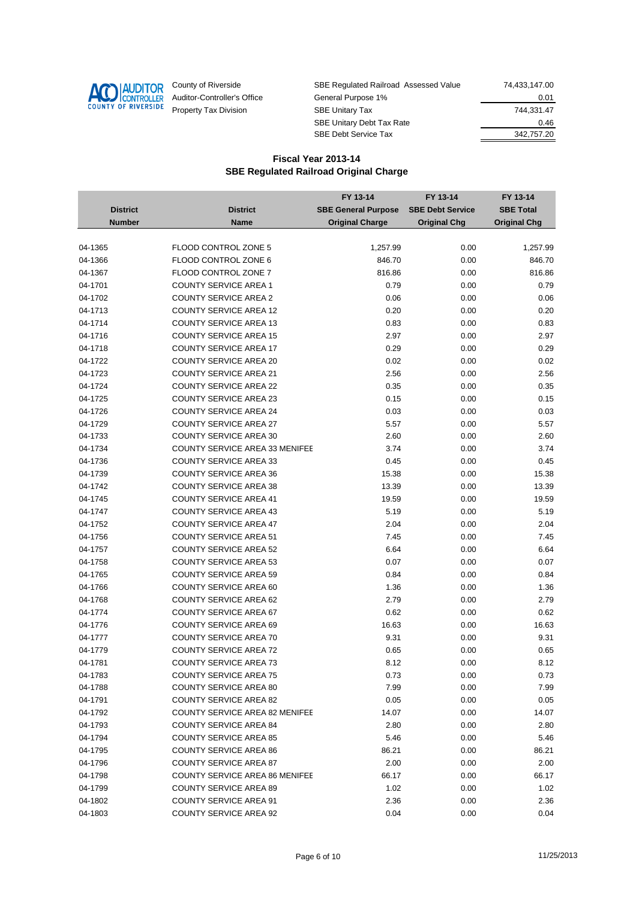County of Riverside
Auditor-Controller's Office
Property Tax Division

| | |
|---|---|
| SBE Regulated Railroad Assessed Value | 74,433,147.00 |
| General Purpose 1% | 0.01 |
| SBE Unitary Tax | 744,331.47 |
| SBE Unitary Debt Tax Rate | 0.46 |
| SBE Debt Service Tax | 342,757.20 |

## Fiscal Year 2013-14
## SBE Regulated Railroad Original Charge

| District Number | District Name | FY 13-14 SBE General Purpose Original Charge | FY 13-14 SBE Debt Service Original Chg | FY 13-14 SBE Total Original Chg |
|---|---|---|---|---|
| 04-1365 | FLOOD CONTROL ZONE 5 | 1,257.99 | 0.00 | 1,257.99 |
| 04-1366 | FLOOD CONTROL ZONE 6 | 846.70 | 0.00 | 846.70 |
| 04-1367 | FLOOD CONTROL ZONE 7 | 816.86 | 0.00 | 816.86 |
| 04-1701 | COUNTY SERVICE AREA 1 | 0.79 | 0.00 | 0.79 |
| 04-1702 | COUNTY SERVICE AREA 2 | 0.06 | 0.00 | 0.06 |
| 04-1713 | COUNTY SERVICE AREA 12 | 0.20 | 0.00 | 0.20 |
| 04-1714 | COUNTY SERVICE AREA 13 | 0.83 | 0.00 | 0.83 |
| 04-1716 | COUNTY SERVICE AREA 15 | 2.97 | 0.00 | 2.97 |
| 04-1718 | COUNTY SERVICE AREA 17 | 0.29 | 0.00 | 0.29 |
| 04-1722 | COUNTY SERVICE AREA 20 | 0.02 | 0.00 | 0.02 |
| 04-1723 | COUNTY SERVICE AREA 21 | 2.56 | 0.00 | 2.56 |
| 04-1724 | COUNTY SERVICE AREA 22 | 0.35 | 0.00 | 0.35 |
| 04-1725 | COUNTY SERVICE AREA 23 | 0.15 | 0.00 | 0.15 |
| 04-1726 | COUNTY SERVICE AREA 24 | 0.03 | 0.00 | 0.03 |
| 04-1729 | COUNTY SERVICE AREA 27 | 5.57 | 0.00 | 5.57 |
| 04-1733 | COUNTY SERVICE AREA 30 | 2.60 | 0.00 | 2.60 |
| 04-1734 | COUNTY SERVICE AREA 33 MENIFEE | 3.74 | 0.00 | 3.74 |
| 04-1736 | COUNTY SERVICE AREA 33 | 0.45 | 0.00 | 0.45 |
| 04-1739 | COUNTY SERVICE AREA 36 | 15.38 | 0.00 | 15.38 |
| 04-1742 | COUNTY SERVICE AREA 38 | 13.39 | 0.00 | 13.39 |
| 04-1745 | COUNTY SERVICE AREA 41 | 19.59 | 0.00 | 19.59 |
| 04-1747 | COUNTY SERVICE AREA 43 | 5.19 | 0.00 | 5.19 |
| 04-1752 | COUNTY SERVICE AREA 47 | 2.04 | 0.00 | 2.04 |
| 04-1756 | COUNTY SERVICE AREA 51 | 7.45 | 0.00 | 7.45 |
| 04-1757 | COUNTY SERVICE AREA 52 | 6.64 | 0.00 | 6.64 |
| 04-1758 | COUNTY SERVICE AREA 53 | 0.07 | 0.00 | 0.07 |
| 04-1765 | COUNTY SERVICE AREA 59 | 0.84 | 0.00 | 0.84 |
| 04-1766 | COUNTY SERVICE AREA 60 | 1.36 | 0.00 | 1.36 |
| 04-1768 | COUNTY SERVICE AREA 62 | 2.79 | 0.00 | 2.79 |
| 04-1774 | COUNTY SERVICE AREA 67 | 0.62 | 0.00 | 0.62 |
| 04-1776 | COUNTY SERVICE AREA 69 | 16.63 | 0.00 | 16.63 |
| 04-1777 | COUNTY SERVICE AREA 70 | 9.31 | 0.00 | 9.31 |
| 04-1779 | COUNTY SERVICE AREA 72 | 0.65 | 0.00 | 0.65 |
| 04-1781 | COUNTY SERVICE AREA 73 | 8.12 | 0.00 | 8.12 |
| 04-1783 | COUNTY SERVICE AREA 75 | 0.73 | 0.00 | 0.73 |
| 04-1788 | COUNTY SERVICE AREA 80 | 7.99 | 0.00 | 7.99 |
| 04-1791 | COUNTY SERVICE AREA 82 | 0.05 | 0.00 | 0.05 |
| 04-1792 | COUNTY SERVICE AREA 82 MENIFEE | 14.07 | 0.00 | 14.07 |
| 04-1793 | COUNTY SERVICE AREA 84 | 2.80 | 0.00 | 2.80 |
| 04-1794 | COUNTY SERVICE AREA 85 | 5.46 | 0.00 | 5.46 |
| 04-1795 | COUNTY SERVICE AREA 86 | 86.21 | 0.00 | 86.21 |
| 04-1796 | COUNTY SERVICE AREA 87 | 2.00 | 0.00 | 2.00 |
| 04-1798 | COUNTY SERVICE AREA 86 MENIFEE | 66.17 | 0.00 | 66.17 |
| 04-1799 | COUNTY SERVICE AREA 89 | 1.02 | 0.00 | 1.02 |
| 04-1802 | COUNTY SERVICE AREA 91 | 2.36 | 0.00 | 2.36 |
| 04-1803 | COUNTY SERVICE AREA 92 | 0.04 | 0.00 | 0.04 |

11/25/2013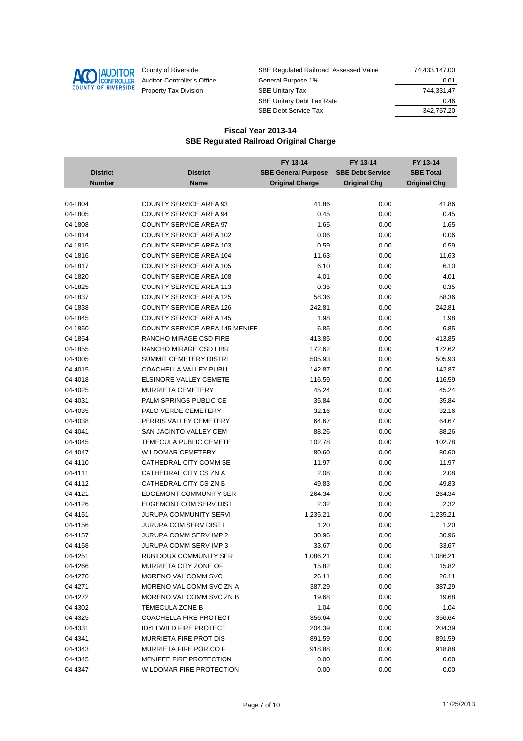County of Riverside
Auditor-Controller's Office
Property Tax Division

| | |
|---|---|
| SBE Regulated Railroad Assessed Value | 74,433,147.00 |
| General Purpose 1% | 0.01 |
| SBE Unitary Tax | 744,331.47 |
| SBE Unitary Debt Tax Rate | 0.46 |
| SBE Debt Service Tax | 342,757.20 |

## Fiscal Year 2013-14
## SBE Regulated Railroad Original Charge

| District Number | District Name | FY 13-14 SBE General Purpose Original Charge | FY 13-14 SBE Debt Service Original Chg | FY 13-14 SBE Total Original Chg |
|---|---|---|---|---|
| 04-1804 | COUNTY SERVICE AREA 93 | 41.86 | 0.00 | 41.86 |
| 04-1805 | COUNTY SERVICE AREA 94 | 0.45 | 0.00 | 0.45 |
| 04-1808 | COUNTY SERVICE AREA 97 | 1.65 | 0.00 | 1.65 |
| 04-1814 | COUNTY SERVICE AREA 102 | 0.06 | 0.00 | 0.06 |
| 04-1815 | COUNTY SERVICE AREA 103 | 0.59 | 0.00 | 0.59 |
| 04-1816 | COUNTY SERVICE AREA 104 | 11.63 | 0.00 | 11.63 |
| 04-1817 | COUNTY SERVICE AREA 105 | 6.10 | 0.00 | 6.10 |
| 04-1820 | COUNTY SERVICE AREA 108 | 4.01 | 0.00 | 4.01 |
| 04-1825 | COUNTY SERVICE AREA 113 | 0.35 | 0.00 | 0.35 |
| 04-1837 | COUNTY SERVICE AREA 125 | 58.36 | 0.00 | 58.36 |
| 04-1838 | COUNTY SERVICE AREA 126 | 242.81 | 0.00 | 242.81 |
| 04-1845 | COUNTY SERVICE AREA 145 | 1.98 | 0.00 | 1.98 |
| 04-1850 | COUNTY SERVICE AREA 145 MENIFE | 6.85 | 0.00 | 6.85 |
| 04-1854 | RANCHO MIRAGE CSD FIRE | 413.85 | 0.00 | 413.85 |
| 04-1855 | RANCHO MIRAGE CSD LIBR | 172.62 | 0.00 | 172.62 |
| 04-4005 | SUMMIT CEMETERY DISTRI | 505.93 | 0.00 | 505.93 |
| 04-4015 | COACHELLA VALLEY PUBLI | 142.87 | 0.00 | 142.87 |
| 04-4018 | ELSINORE VALLEY CEMETE | 116.59 | 0.00 | 116.59 |
| 04-4025 | MURRIETA CEMETERY | 45.24 | 0.00 | 45.24 |
| 04-4031 | PALM SPRINGS PUBLIC CE | 35.84 | 0.00 | 35.84 |
| 04-4035 | PALO VERDE CEMETERY | 32.16 | 0.00 | 32.16 |
| 04-4038 | PERRIS VALLEY CEMETERY | 64.67 | 0.00 | 64.67 |
| 04-4041 | SAN JACINTO VALLEY CEM | 88.26 | 0.00 | 88.26 |
| 04-4045 | TEMECULA PUBLIC CEMETE | 102.78 | 0.00 | 102.78 |
| 04-4047 | WILDOMAR CEMETERY | 80.60 | 0.00 | 80.60 |
| 04-4110 | CATHEDRAL CITY COMM SE | 11.97 | 0.00 | 11.97 |
| 04-4111 | CATHEDRAL CITY CS ZN A | 2.08 | 0.00 | 2.08 |
| 04-4112 | CATHEDRAL CITY CS ZN B | 49.83 | 0.00 | 49.83 |
| 04-4121 | EDGEMONT COMMUNITY SER | 264.34 | 0.00 | 264.34 |
| 04-4126 | EDGEMONT COM SERV DIST | 2.32 | 0.00 | 2.32 |
| 04-4151 | JURUPA COMMUNITY SERVI | 1,235.21 | 0.00 | 1,235.21 |
| 04-4156 | JURUPA COM SERV DIST I | 1.20 | 0.00 | 1.20 |
| 04-4157 | JURUPA COMM SERV IMP 2 | 30.96 | 0.00 | 30.96 |
| 04-4158 | JURUPA COMM SERV IMP 3 | 33.67 | 0.00 | 33.67 |
| 04-4251 | RUBIDOUX COMMUNITY SER | 1,086.21 | 0.00 | 1,086.21 |
| 04-4266 | MURRIETA CITY ZONE OF | 15.82 | 0.00 | 15.82 |
| 04-4270 | MORENO VAL COMM SVC | 26.11 | 0.00 | 26.11 |
| 04-4271 | MORENO VAL COMM SVC ZN A | 387.29 | 0.00 | 387.29 |
| 04-4272 | MORENO VAL COMM SVC ZN B | 19.68 | 0.00 | 19.68 |
| 04-4302 | TEMECULA ZONE B | 1.04 | 0.00 | 1.04 |
| 04-4325 | COACHELLA FIRE PROTECT | 356.64 | 0.00 | 356.64 |
| 04-4331 | IDYLLWILD FIRE PROTECT | 204.39 | 0.00 | 204.39 |
| 04-4341 | MURRIETA FIRE PROT DIS | 891.59 | 0.00 | 891.59 |
| 04-4343 | MURRIETA FIRE POR CO F | 918.88 | 0.00 | 918.88 |
| 04-4345 | MENIFEE FIRE PROTECTION | 0.00 | 0.00 | 0.00 |
| 04-4347 | WILDOMAR FIRE PROTECTION | 0.00 | 0.00 | 0.00 |

11/25/2013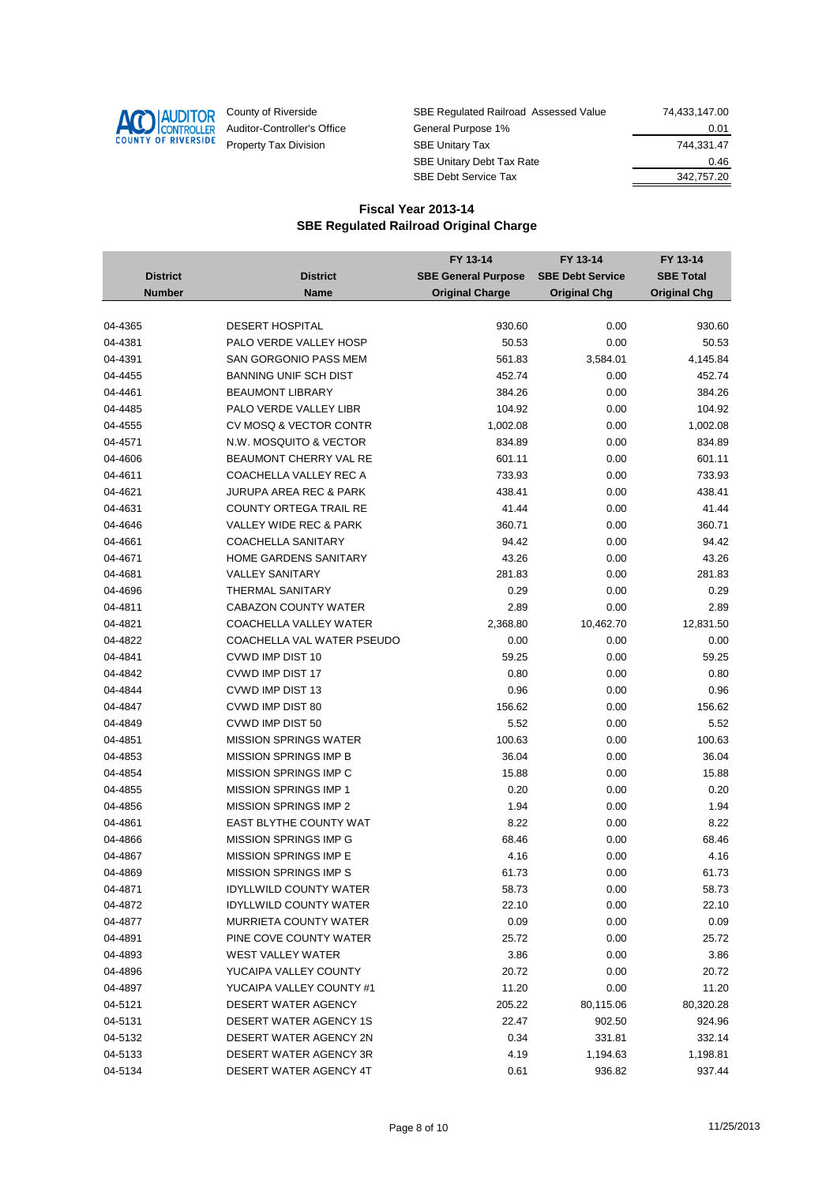County of Riverside
Auditor-Controller's Office
Property Tax Division

| | |
|---|---|
| SBE Regulated Railroad Assessed Value | 74,433,147.00 |
| General Purpose 1% | 0.01 |
| SBE Unitary Tax | 744,331.47 |
| SBE Unitary Debt Tax Rate | 0.46 |
| SBE Debt Service Tax | 342,757.20 |

## Fiscal Year 2013-14
## SBE Regulated Railroad Original Charge

| District Number | District Name | FY 13-14 SBE General Purpose Original Charge | FY 13-14 SBE Debt Service Original Chg | FY 13-14 SBE Total Original Chg |
|---|---|---|---|---|
| 04-4365 | DESERT HOSPITAL | 930.60 | 0.00 | 930.60 |
| 04-4381 | PALO VERDE VALLEY HOSP | 50.53 | 0.00 | 50.53 |
| 04-4391 | SAN GORGONIO PASS MEM | 561.83 | 3,584.01 | 4,145.84 |
| 04-4455 | BANNING UNIF SCH DIST | 452.74 | 0.00 | 452.74 |
| 04-4461 | BEAUMONT LIBRARY | 384.26 | 0.00 | 384.26 |
| 04-4485 | PALO VERDE VALLEY LIBR | 104.92 | 0.00 | 104.92 |
| 04-4555 | CV MOSQ & VECTOR CONTR | 1,002.08 | 0.00 | 1,002.08 |
| 04-4571 | N.W. MOSQUITO & VECTOR | 834.89 | 0.00 | 834.89 |
| 04-4606 | BEAUMONT CHERRY VAL RE | 601.11 | 0.00 | 601.11 |
| 04-4611 | COACHELLA VALLEY REC A | 733.93 | 0.00 | 733.93 |
| 04-4621 | JURUPA AREA REC & PARK | 438.41 | 0.00 | 438.41 |
| 04-4631 | COUNTY ORTEGA TRAIL RE | 41.44 | 0.00 | 41.44 |
| 04-4646 | VALLEY WIDE REC & PARK | 360.71 | 0.00 | 360.71 |
| 04-4661 | COACHELLA SANITARY | 94.42 | 0.00 | 94.42 |
| 04-4671 | HOME GARDENS SANITARY | 43.26 | 0.00 | 43.26 |
| 04-4681 | VALLEY SANITARY | 281.83 | 0.00 | 281.83 |
| 04-4696 | THERMAL SANITARY | 0.29 | 0.00 | 0.29 |
| 04-4811 | CABAZON COUNTY WATER | 2.89 | 0.00 | 2.89 |
| 04-4821 | COACHELLA VALLEY WATER | 2,368.80 | 10,462.70 | 12,831.50 |
| 04-4822 | COACHELLA VAL WATER PSEUDO | 0.00 | 0.00 | 0.00 |
| 04-4841 | CVWD IMP DIST 10 | 59.25 | 0.00 | 59.25 |
| 04-4842 | CVWD IMP DIST 17 | 0.80 | 0.00 | 0.80 |
| 04-4844 | CVWD IMP DIST 13 | 0.96 | 0.00 | 0.96 |
| 04-4847 | CVWD IMP DIST 80 | 156.62 | 0.00 | 156.62 |
| 04-4849 | CVWD IMP DIST 50 | 5.52 | 0.00 | 5.52 |
| 04-4851 | MISSION SPRINGS WATER | 100.63 | 0.00 | 100.63 |
| 04-4853 | MISSION SPRINGS IMP B | 36.04 | 0.00 | 36.04 |
| 04-4854 | MISSION SPRINGS IMP C | 15.88 | 0.00 | 15.88 |
| 04-4855 | MISSION SPRINGS IMP 1 | 0.20 | 0.00 | 0.20 |
| 04-4856 | MISSION SPRINGS IMP 2 | 1.94 | 0.00 | 1.94 |
| 04-4861 | EAST BLYTHE COUNTY WAT | 8.22 | 0.00 | 8.22 |
| 04-4866 | MISSION SPRINGS IMP G | 68.46 | 0.00 | 68.46 |
| 04-4867 | MISSION SPRINGS IMP E | 4.16 | 0.00 | 4.16 |
| 04-4869 | MISSION SPRINGS IMP S | 61.73 | 0.00 | 61.73 |
| 04-4871 | IDYLLWILD COUNTY WATER | 58.73 | 0.00 | 58.73 |
| 04-4872 | IDYLLWILD COUNTY WATER | 22.10 | 0.00 | 22.10 |
| 04-4877 | MURRIETA COUNTY WATER | 0.09 | 0.00 | 0.09 |
| 04-4891 | PINE COVE COUNTY WATER | 25.72 | 0.00 | 25.72 |
| 04-4893 | WEST VALLEY WATER | 3.86 | 0.00 | 3.86 |
| 04-4896 | YUCAIPA VALLEY COUNTY | 20.72 | 0.00 | 20.72 |
| 04-4897 | YUCAIPA VALLEY COUNTY #1 | 11.20 | 0.00 | 11.20 |
| 04-5121 | DESERT WATER AGENCY | 205.22 | 80,115.06 | 80,320.28 |
| 04-5131 | DESERT WATER AGENCY 1S | 22.47 | 902.50 | 924.96 |
| 04-5132 | DESERT WATER AGENCY 2N | 0.34 | 331.81 | 332.14 |
| 04-5133 | DESERT WATER AGENCY 3R | 4.19 | 1,194.63 | 1,198.81 |
| 04-5134 | DESERT WATER AGENCY 4T | 0.61 | 936.82 | 937.44 |

11/25/2013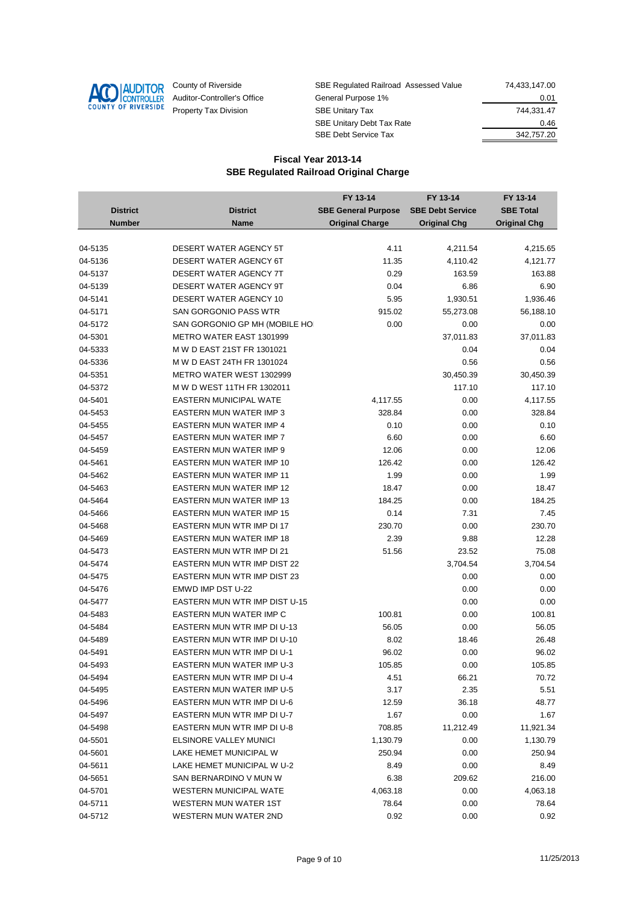County of Riverside
Auditor-Controller's Office
Property Tax Division

| | |
|---|---|
| SBE Regulated Railroad Assessed Value | 74,433,147.00 |
| General Purpose 1% | 0.01 |
| SBE Unitary Tax | 744,331.47 |
| SBE Unitary Debt Tax Rate | 0.46 |
| SBE Debt Service Tax | 342,757.20 |

## Fiscal Year 2013-14
## SBE Regulated Railroad Original Charge

| District Number | District Name | FY 13-14 SBE General Purpose Original Charge | FY 13-14 SBE Debt Service Original Chg | FY 13-14 SBE Total Original Chg |
|---|---|---|---|---|
| 04-5135 | DESERT WATER AGENCY 5T | 4.11 | 4,211.54 | 4,215.65 |
| 04-5136 | DESERT WATER AGENCY 6T | 11.35 | 4,110.42 | 4,121.77 |
| 04-5137 | DESERT WATER AGENCY 7T | 0.29 | 163.59 | 163.88 |
| 04-5139 | DESERT WATER AGENCY 9T | 0.04 | 6.86 | 6.90 |
| 04-5141 | DESERT WATER AGENCY 10 | 5.95 | 1,930.51 | 1,936.46 |
| 04-5171 | SAN GORGONIO PASS WTR | 915.02 | 55,273.08 | 56,188.10 |
| 04-5172 | SAN GORGONIO GP MH (MOBILE HO | 0.00 | 0.00 | 0.00 |
| 04-5301 | METRO WATER EAST 1301999 | | 37,011.83 | 37,011.83 |
| 04-5333 | M W D EAST 21ST FR 1301021 | | 0.04 | 0.04 |
| 04-5336 | M W D EAST 24TH FR 1301024 | | 0.56 | 0.56 |
| 04-5351 | METRO WATER WEST 1302999 | | 30,450.39 | 30,450.39 |
| 04-5372 | M W D WEST 11TH FR 1302011 | | 117.10 | 117.10 |
| 04-5401 | EASTERN MUNICIPAL WATE | 4,117.55 | 0.00 | 4,117.55 |
| 04-5453 | EASTERN MUN WATER IMP 3 | 328.84 | 0.00 | 328.84 |
| 04-5455 | EASTERN MUN WATER IMP 4 | 0.10 | 0.00 | 0.10 |
| 04-5457 | EASTERN MUN WATER IMP 7 | 6.60 | 0.00 | 6.60 |
| 04-5459 | EASTERN MUN WATER IMP 9 | 12.06 | 0.00 | 12.06 |
| 04-5461 | EASTERN MUN WATER IMP 10 | 126.42 | 0.00 | 126.42 |
| 04-5462 | EASTERN MUN WATER IMP 11 | 1.99 | 0.00 | 1.99 |
| 04-5463 | EASTERN MUN WATER IMP 12 | 18.47 | 0.00 | 18.47 |
| 04-5464 | EASTERN MUN WATER IMP 13 | 184.25 | 0.00 | 184.25 |
| 04-5466 | EASTERN MUN WATER IMP 15 | 0.14 | 7.31 | 7.45 |
| 04-5468 | EASTERN MUN WTR IMP DI 17 | 230.70 | 0.00 | 230.70 |
| 04-5469 | EASTERN MUN WATER IMP 18 | 2.39 | 9.88 | 12.28 |
| 04-5473 | EASTERN MUN WTR IMP DI 21 | 51.56 | 23.52 | 75.08 |
| 04-5474 | EASTERN MUN WTR IMP DIST 22 | | 3,704.54 | 3,704.54 |
| 04-5475 | EASTERN MUN WTR IMP DIST 23 | | 0.00 | 0.00 |
| 04-5476 | EMWD IMP DST U-22 | | 0.00 | 0.00 |
| 04-5477 | EASTERN MUN WTR IMP DIST U-15 | | 0.00 | 0.00 |
| 04-5483 | EASTERN MUN WATER IMP C | 100.81 | 0.00 | 100.81 |
| 04-5484 | EASTERN MUN WTR IMP DI U-13 | 56.05 | 0.00 | 56.05 |
| 04-5489 | EASTERN MUN WTR IMP DI U-10 | 8.02 | 18.46 | 26.48 |
| 04-5491 | EASTERN MUN WTR IMP DI U-1 | 96.02 | 0.00 | 96.02 |
| 04-5493 | EASTERN MUN WATER IMP U-3 | 105.85 | 0.00 | 105.85 |
| 04-5494 | EASTERN MUN WTR IMP DI U-4 | 4.51 | 66.21 | 70.72 |
| 04-5495 | EASTERN MUN WATER IMP U-5 | 3.17 | 2.35 | 5.51 |
| 04-5496 | EASTERN MUN WTR IMP DI U-6 | 12.59 | 36.18 | 48.77 |
| 04-5497 | EASTERN MUN WTR IMP DI U-7 | 1.67 | 0.00 | 1.67 |
| 04-5498 | EASTERN MUN WTR IMP DI U-8 | 708.85 | 11,212.49 | 11,921.34 |
| 04-5501 | ELSINORE VALLEY MUNICI | 1,130.79 | 0.00 | 1,130.79 |
| 04-5601 | LAKE HEMET MUNICIPAL W | 250.94 | 0.00 | 250.94 |
| 04-5611 | LAKE HEMET MUNICIPAL W U-2 | 8.49 | 0.00 | 8.49 |
| 04-5651 | SAN BERNARDINO V MUN W | 6.38 | 209.62 | 216.00 |
| 04-5701 | WESTERN MUNICIPAL WATE | 4,063.18 | 0.00 | 4,063.18 |
| 04-5711 | WESTERN MUN WATER 1ST | 78.64 | 0.00 | 78.64 |
| 04-5712 | WESTERN MUN WATER 2ND | 0.92 | 0.00 | 0.92 |

11/25/2013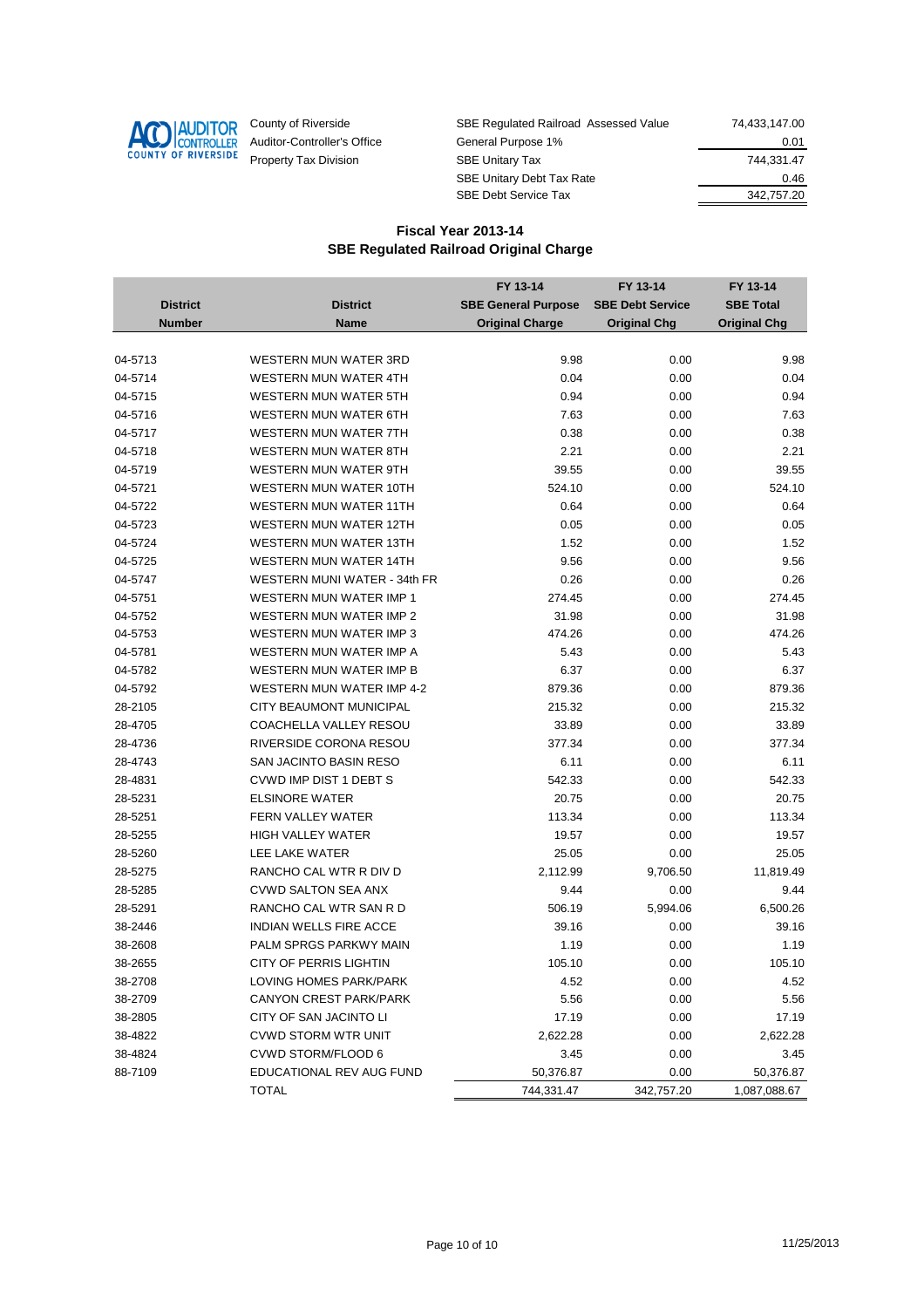AUDITOR CONTROLLER COUNTY OF RIVERSIDE

County of Riverside
Auditor-Controller's Office
Property Tax Division

| | |
|---|---|
| SBE Regulated Railroad Assessed Value | 74,433,147.00 |
| General Purpose 1% | 0.01 |
| SBE Unitary Tax | 744,331.47 |
| SBE Unitary Debt Tax Rate | 0.46 |
| SBE Debt Service Tax | 342,757.20 |

## Fiscal Year 2013-14
## SBE Regulated Railroad Original Charge

| District Number | District Name | FY 13-14 SBE General Purpose Original Charge | FY 13-14 SBE Debt Service Original Chg | FY 13-14 SBE Total Original Chg |
|---|---|---|---|---|
| 04-5713 | WESTERN MUN WATER 3RD | 9.98 | 0.00 | 9.98 |
| 04-5714 | WESTERN MUN WATER 4TH | 0.04 | 0.00 | 0.04 |
| 04-5715 | WESTERN MUN WATER 5TH | 0.94 | 0.00 | 0.94 |
| 04-5716 | WESTERN MUN WATER 6TH | 7.63 | 0.00 | 7.63 |
| 04-5717 | WESTERN MUN WATER 7TH | 0.38 | 0.00 | 0.38 |
| 04-5718 | WESTERN MUN WATER 8TH | 2.21 | 0.00 | 2.21 |
| 04-5719 | WESTERN MUN WATER 9TH | 39.55 | 0.00 | 39.55 |
| 04-5721 | WESTERN MUN WATER 10TH | 524.10 | 0.00 | 524.10 |
| 04-5722 | WESTERN MUN WATER 11TH | 0.64 | 0.00 | 0.64 |
| 04-5723 | WESTERN MUN WATER 12TH | 0.05 | 0.00 | 0.05 |
| 04-5724 | WESTERN MUN WATER 13TH | 1.52 | 0.00 | 1.52 |
| 04-5725 | WESTERN MUN WATER 14TH | 9.56 | 0.00 | 9.56 |
| 04-5747 | WESTERN MUNI WATER - 34th FR | 0.26 | 0.00 | 0.26 |
| 04-5751 | WESTERN MUN WATER IMP 1 | 274.45 | 0.00 | 274.45 |
| 04-5752 | WESTERN MUN WATER IMP 2 | 31.98 | 0.00 | 31.98 |
| 04-5753 | WESTERN MUN WATER IMP 3 | 474.26 | 0.00 | 474.26 |
| 04-5781 | WESTERN MUN WATER IMP A | 5.43 | 0.00 | 5.43 |
| 04-5782 | WESTERN MUN WATER IMP B | 6.37 | 0.00 | 6.37 |
| 04-5792 | WESTERN MUN WATER IMP 4-2 | 879.36 | 0.00 | 879.36 |
| 28-2105 | CITY BEAUMONT MUNICIPAL | 215.32 | 0.00 | 215.32 |
| 28-4705 | COACHELLA VALLEY RESOU | 33.89 | 0.00 | 33.89 |
| 28-4736 | RIVERSIDE CORONA RESOU | 377.34 | 0.00 | 377.34 |
| 28-4743 | SAN JACINTO BASIN RESO | 6.11 | 0.00 | 6.11 |
| 28-4831 | CVWD IMP DIST 1 DEBT S | 542.33 | 0.00 | 542.33 |
| 28-5231 | ELSINORE WATER | 20.75 | 0.00 | 20.75 |
| 28-5251 | FERN VALLEY WATER | 113.34 | 0.00 | 113.34 |
| 28-5255 | HIGH VALLEY WATER | 19.57 | 0.00 | 19.57 |
| 28-5260 | LEE LAKE WATER | 25.05 | 0.00 | 25.05 |
| 28-5275 | RANCHO CAL WTR R DIV D | 2,112.99 | 9,706.50 | 11,819.49 |
| 28-5285 | CVWD SALTON SEA ANX | 9.44 | 0.00 | 9.44 |
| 28-5291 | RANCHO CAL WTR SAN R D | 506.19 | 5,994.06 | 6,500.26 |
| 38-2446 | INDIAN WELLS FIRE ACCE | 39.16 | 0.00 | 39.16 |
| 38-2608 | PALM SPRGS PARKWY MAIN | 1.19 | 0.00 | 1.19 |
| 38-2655 | CITY OF PERRIS LIGHTIN | 105.10 | 0.00 | 105.10 |
| 38-2708 | LOVING HOMES PARK/PARK | 4.52 | 0.00 | 4.52 |
| 38-2709 | CANYON CREST PARK/PARK | 5.56 | 0.00 | 5.56 |
| 38-2805 | CITY OF SAN JACINTO LI | 17.19 | 0.00 | 17.19 |
| 38-4822 | CVWD STORM WTR UNIT | 2,622.28 | 0.00 | 2,622.28 |
| 38-4824 | CVWD STORM/FLOOD 6 | 3.45 | 0.00 | 3.45 |
| 88-7109 | EDUCATIONAL REV AUG FUND | 50,376.87 | 0.00 | 50,376.87 |
| | TOTAL | 744,331.47 | 342,757.20 | 1,087,088.67 |

11/25/2013